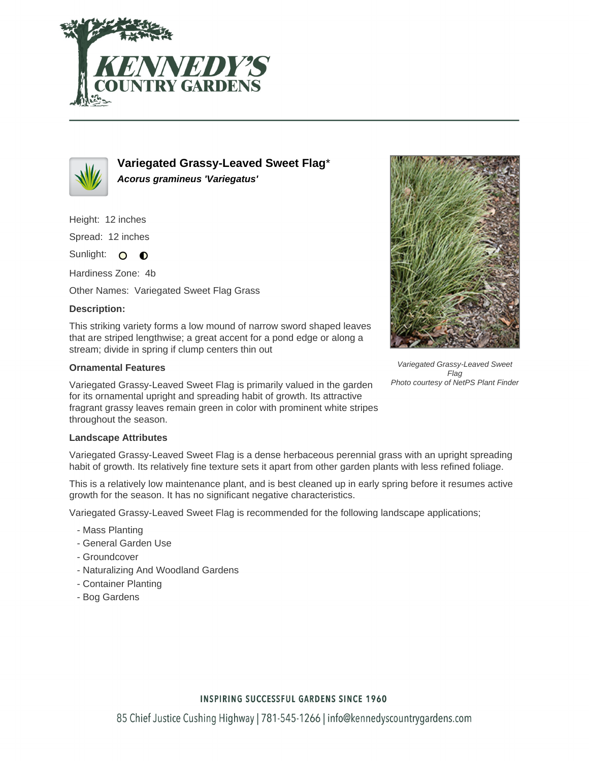# Variegated Grassy-Leaved Sweet Flag*

***Acorus gramineus 'Variegatus'***

Height: 12 inches

Spread: 12 inches

Sunlight:

Hardiness Zone: 4b

Other Names: Variegated Sweet Flag Grass

### Description:

This striking variety forms a low mound of narrow sword shaped leaves that are striped lengthwise; a great accent for a pond edge or along a stream; divide in spring if clump centers thin out

*Variegated Grassy-Leaved Sweet Flag*
*Photo courtesy of NetPS Plant Finder*

### Ornamental Features

Variegated Grassy-Leaved Sweet Flag is primarily valued in the garden for its ornamental upright and spreading habit of growth. Its attractive fragrant grassy leaves remain green in color with prominent white stripes throughout the season.

### Landscape Attributes

Variegated Grassy-Leaved Sweet Flag is a dense herbaceous perennial grass with an upright spreading habit of growth. Its relatively fine texture sets it apart from other garden plants with less refined foliage.

This is a relatively low maintenance plant, and is best cleaned up in early spring before it resumes active growth for the season. It has no significant negative characteristics.

Variegated Grassy-Leaved Sweet Flag is recommended for the following landscape applications;

- Mass Planting
- General Garden Use
- Groundcover
- Naturalizing And Woodland Gardens
- Container Planting
- Bog Gardens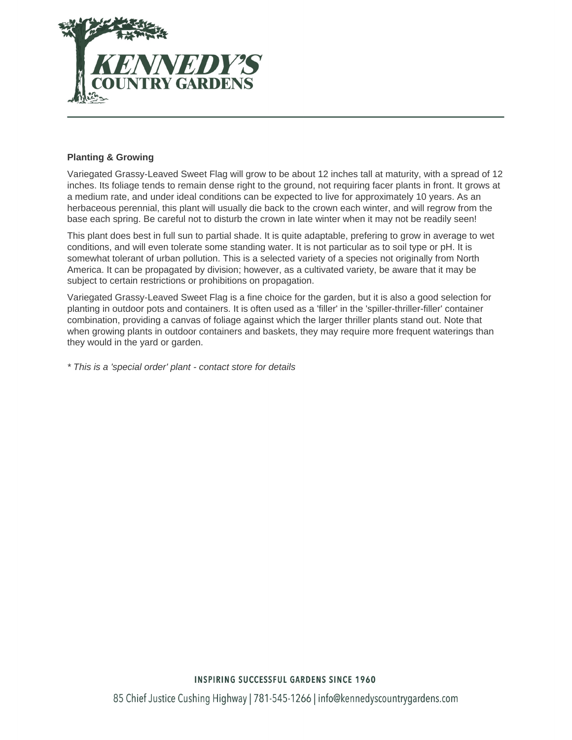**Planting & Growing**

Variegated Grassy-Leaved Sweet Flag will grow to be about 12 inches tall at maturity, with a spread of 12 inches. Its foliage tends to remain dense right to the ground, not requiring facer plants in front. It grows at a medium rate, and under ideal conditions can be expected to live for approximately 10 years. As an herbaceous perennial, this plant will usually die back to the crown each winter, and will regrow from the base each spring. Be careful not to disturb the crown in late winter when it may not be readily seen!

This plant does best in full sun to partial shade. It is quite adaptable, prefering to grow in average to wet conditions, and will even tolerate some standing water. It is not particular as to soil type or pH. It is somewhat tolerant of urban pollution. This is a selected variety of a species not originally from North America. It can be propagated by division; however, as a cultivated variety, be aware that it may be subject to certain restrictions or prohibitions on propagation.

Variegated Grassy-Leaved Sweet Flag is a fine choice for the garden, but it is also a good selection for planting in outdoor pots and containers. It is often used as a 'filler' in the 'spiller-thriller-filler' container combination, providing a canvas of foliage against which the larger thriller plants stand out. Note that when growing plants in outdoor containers and baskets, they may require more frequent waterings than they would in the yard or garden.

*\* This is a 'special order' plant - contact store for details*